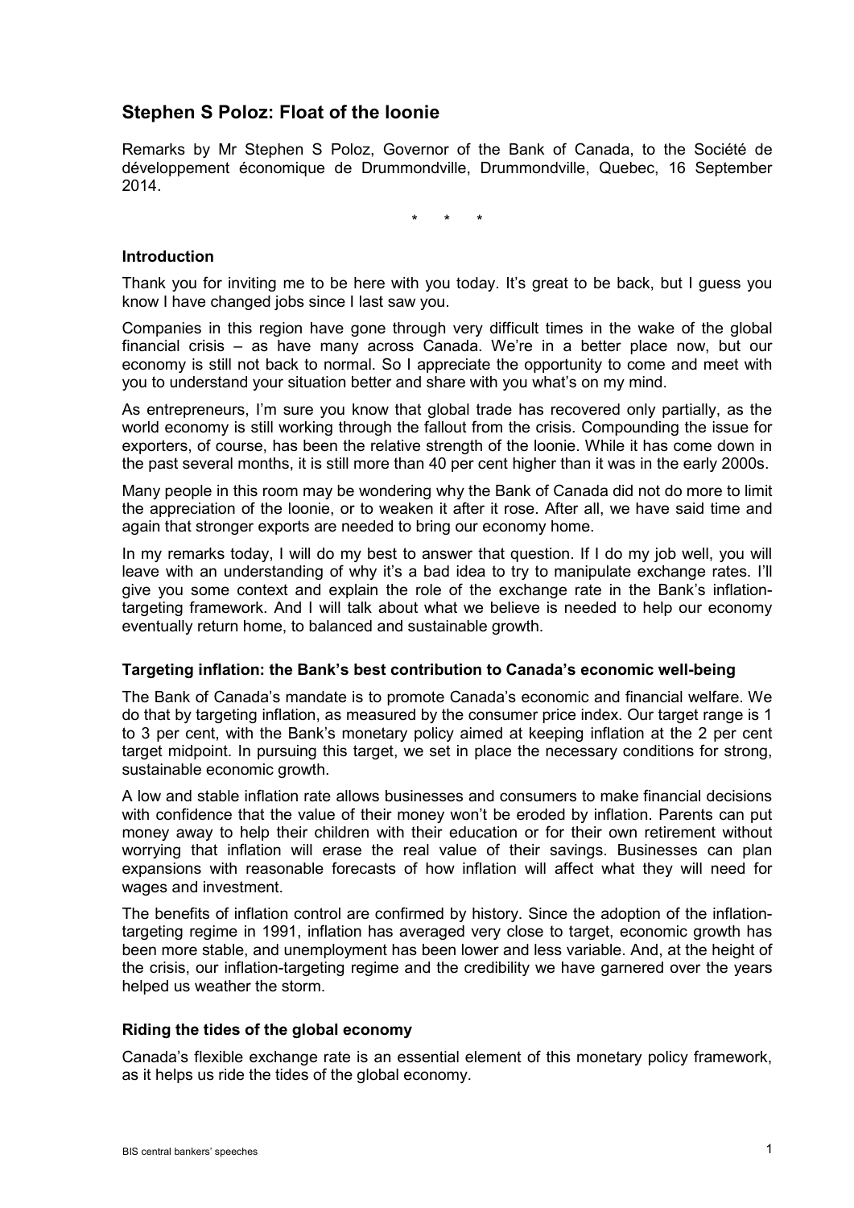## Stephen S Poloz: Float of the loonie

Remarks by Mr Stephen S Poloz, Governor of the Bank of Canada, to the Société de développement économique de Drummondville, Drummondville, Quebec, 16 September 2014.

\* \* \*

### Introduction

Thank you for inviting me to be here with you today. It's great to be back, but I guess you know I have changed jobs since I last saw you.

Companies in this region have gone through very difficult times in the wake of the global financial crisis – as have many across Canada. We're in a better place now, but our economy is still not back to normal. So I appreciate the opportunity to come and meet with you to understand your situation better and share with you what's on my mind.

As entrepreneurs, I'm sure you know that global trade has recovered only partially, as the world economy is still working through the fallout from the crisis. Compounding the issue for exporters, of course, has been the relative strength of the loonie. While it has come down in the past several months, it is still more than 40 per cent higher than it was in the early 2000s.

Many people in this room may be wondering why the Bank of Canada did not do more to limit the appreciation of the loonie, or to weaken it after it rose. After all, we have said time and again that stronger exports are needed to bring our economy home.

In my remarks today, I will do my best to answer that question. If I do my job well, you will leave with an understanding of why it's a bad idea to try to manipulate exchange rates. I'll give you some context and explain the role of the exchange rate in the Bank's inflation-targeting framework. And I will talk about what we believe is needed to help our economy eventually return home, to balanced and sustainable growth.

### Targeting inflation: the Bank's best contribution to Canada's economic well-being

The Bank of Canada's mandate is to promote Canada's economic and financial welfare. We do that by targeting inflation, as measured by the consumer price index. Our target range is 1 to 3 per cent, with the Bank's monetary policy aimed at keeping inflation at the 2 per cent target midpoint. In pursuing this target, we set in place the necessary conditions for strong, sustainable economic growth.

A low and stable inflation rate allows businesses and consumers to make financial decisions with confidence that the value of their money won't be eroded by inflation. Parents can put money away to help their children with their education or for their own retirement without worrying that inflation will erase the real value of their savings. Businesses can plan expansions with reasonable forecasts of how inflation will affect what they will need for wages and investment.

The benefits of inflation control are confirmed by history. Since the adoption of the inflation-targeting regime in 1991, inflation has averaged very close to target, economic growth has been more stable, and unemployment has been lower and less variable. And, at the height of the crisis, our inflation-targeting regime and the credibility we have garnered over the years helped us weather the storm.

### Riding the tides of the global economy

Canada's flexible exchange rate is an essential element of this monetary policy framework, as it helps us ride the tides of the global economy.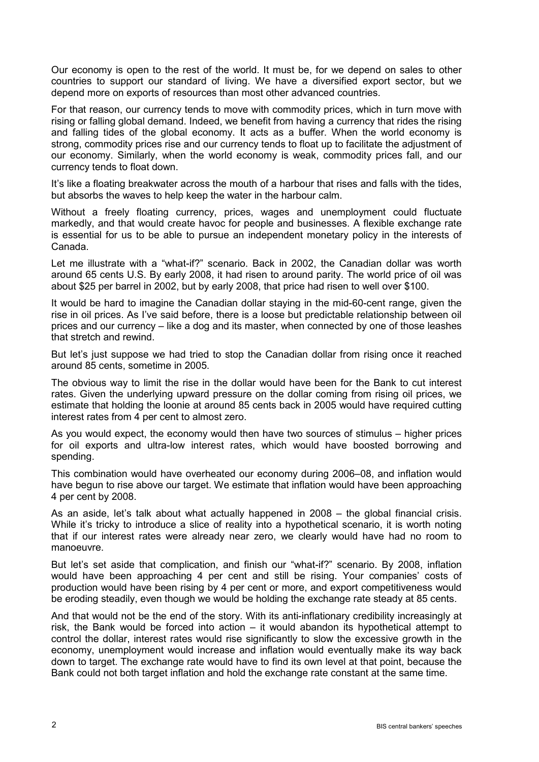Our economy is open to the rest of the world. It must be, for we depend on sales to other countries to support our standard of living. We have a diversified export sector, but we depend more on exports of resources than most other advanced countries.

For that reason, our currency tends to move with commodity prices, which in turn move with rising or falling global demand. Indeed, we benefit from having a currency that rides the rising and falling tides of the global economy. It acts as a buffer. When the world economy is strong, commodity prices rise and our currency tends to float up to facilitate the adjustment of our economy. Similarly, when the world economy is weak, commodity prices fall, and our currency tends to float down.

It's like a floating breakwater across the mouth of a harbour that rises and falls with the tides, but absorbs the waves to help keep the water in the harbour calm.

Without a freely floating currency, prices, wages and unemployment could fluctuate markedly, and that would create havoc for people and businesses. A flexible exchange rate is essential for us to be able to pursue an independent monetary policy in the interests of Canada.

Let me illustrate with a "what-if?" scenario. Back in 2002, the Canadian dollar was worth around 65 cents U.S. By early 2008, it had risen to around parity. The world price of oil was about $25 per barrel in 2002, but by early 2008, that price had risen to well over $100.

It would be hard to imagine the Canadian dollar staying in the mid-60-cent range, given the rise in oil prices. As I've said before, there is a loose but predictable relationship between oil prices and our currency – like a dog and its master, when connected by one of those leashes that stretch and rewind.

But let's just suppose we had tried to stop the Canadian dollar from rising once it reached around 85 cents, sometime in 2005.

The obvious way to limit the rise in the dollar would have been for the Bank to cut interest rates. Given the underlying upward pressure on the dollar coming from rising oil prices, we estimate that holding the loonie at around 85 cents back in 2005 would have required cutting interest rates from 4 per cent to almost zero.

As you would expect, the economy would then have two sources of stimulus – higher prices for oil exports and ultra-low interest rates, which would have boosted borrowing and spending.

This combination would have overheated our economy during 2006–08, and inflation would have begun to rise above our target. We estimate that inflation would have been approaching 4 per cent by 2008.

As an aside, let's talk about what actually happened in 2008 – the global financial crisis. While it's tricky to introduce a slice of reality into a hypothetical scenario, it is worth noting that if our interest rates were already near zero, we clearly would have had no room to manoeuvre.

But let's set aside that complication, and finish our "what-if?" scenario. By 2008, inflation would have been approaching 4 per cent and still be rising. Your companies' costs of production would have been rising by 4 per cent or more, and export competitiveness would be eroding steadily, even though we would be holding the exchange rate steady at 85 cents.

And that would not be the end of the story. With its anti-inflationary credibility increasingly at risk, the Bank would be forced into action – it would abandon its hypothetical attempt to control the dollar, interest rates would rise significantly to slow the excessive growth in the economy, unemployment would increase and inflation would eventually make its way back down to target. The exchange rate would have to find its own level at that point, because the Bank could not both target inflation and hold the exchange rate constant at the same time.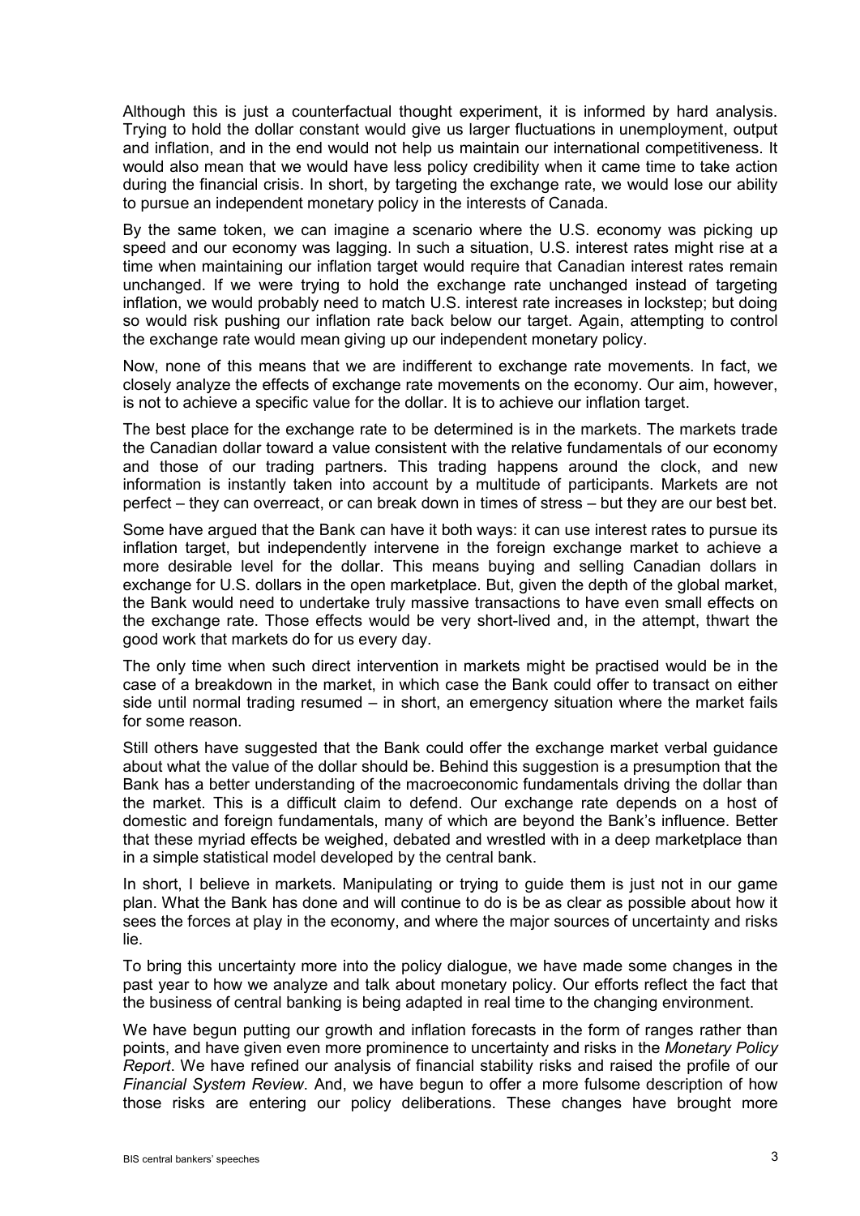Although this is just a counterfactual thought experiment, it is informed by hard analysis. Trying to hold the dollar constant would give us larger fluctuations in unemployment, output and inflation, and in the end would not help us maintain our international competitiveness. It would also mean that we would have less policy credibility when it came time to take action during the financial crisis. In short, by targeting the exchange rate, we would lose our ability to pursue an independent monetary policy in the interests of Canada.

By the same token, we can imagine a scenario where the U.S. economy was picking up speed and our economy was lagging. In such a situation, U.S. interest rates might rise at a time when maintaining our inflation target would require that Canadian interest rates remain unchanged. If we were trying to hold the exchange rate unchanged instead of targeting inflation, we would probably need to match U.S. interest rate increases in lockstep; but doing so would risk pushing our inflation rate back below our target. Again, attempting to control the exchange rate would mean giving up our independent monetary policy.

Now, none of this means that we are indifferent to exchange rate movements. In fact, we closely analyze the effects of exchange rate movements on the economy. Our aim, however, is not to achieve a specific value for the dollar. It is to achieve our inflation target.

The best place for the exchange rate to be determined is in the markets. The markets trade the Canadian dollar toward a value consistent with the relative fundamentals of our economy and those of our trading partners. This trading happens around the clock, and new information is instantly taken into account by a multitude of participants. Markets are not perfect – they can overreact, or can break down in times of stress – but they are our best bet.

Some have argued that the Bank can have it both ways: it can use interest rates to pursue its inflation target, but independently intervene in the foreign exchange market to achieve a more desirable level for the dollar. This means buying and selling Canadian dollars in exchange for U.S. dollars in the open marketplace. But, given the depth of the global market, the Bank would need to undertake truly massive transactions to have even small effects on the exchange rate. Those effects would be very short-lived and, in the attempt, thwart the good work that markets do for us every day.

The only time when such direct intervention in markets might be practised would be in the case of a breakdown in the market, in which case the Bank could offer to transact on either side until normal trading resumed – in short, an emergency situation where the market fails for some reason.

Still others have suggested that the Bank could offer the exchange market verbal guidance about what the value of the dollar should be. Behind this suggestion is a presumption that the Bank has a better understanding of the macroeconomic fundamentals driving the dollar than the market. This is a difficult claim to defend. Our exchange rate depends on a host of domestic and foreign fundamentals, many of which are beyond the Bank's influence. Better that these myriad effects be weighed, debated and wrestled with in a deep marketplace than in a simple statistical model developed by the central bank.

In short, I believe in markets. Manipulating or trying to guide them is just not in our game plan. What the Bank has done and will continue to do is be as clear as possible about how it sees the forces at play in the economy, and where the major sources of uncertainty and risks lie.

To bring this uncertainty more into the policy dialogue, we have made some changes in the past year to how we analyze and talk about monetary policy. Our efforts reflect the fact that the business of central banking is being adapted in real time to the changing environment.

We have begun putting our growth and inflation forecasts in the form of ranges rather than points, and have given even more prominence to uncertainty and risks in the *Monetary Policy Report*. We have refined our analysis of financial stability risks and raised the profile of our *Financial System Review*. And, we have begun to offer a more fulsome description of how those risks are entering our policy deliberations. These changes have brought more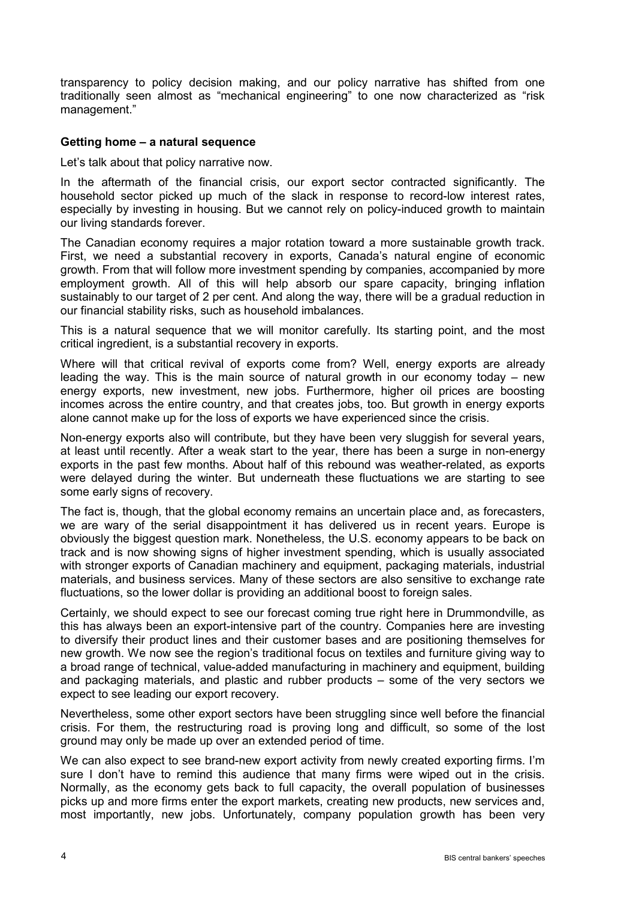transparency to policy decision making, and our policy narrative has shifted from one traditionally seen almost as "mechanical engineering" to one now characterized as "risk management."

### Getting home – a natural sequence

Let's talk about that policy narrative now.

In the aftermath of the financial crisis, our export sector contracted significantly. The household sector picked up much of the slack in response to record-low interest rates, especially by investing in housing. But we cannot rely on policy-induced growth to maintain our living standards forever.

The Canadian economy requires a major rotation toward a more sustainable growth track. First, we need a substantial recovery in exports, Canada's natural engine of economic growth. From that will follow more investment spending by companies, accompanied by more employment growth. All of this will help absorb our spare capacity, bringing inflation sustainably to our target of 2 per cent. And along the way, there will be a gradual reduction in our financial stability risks, such as household imbalances.

This is a natural sequence that we will monitor carefully. Its starting point, and the most critical ingredient, is a substantial recovery in exports.

Where will that critical revival of exports come from? Well, energy exports are already leading the way. This is the main source of natural growth in our economy today – new energy exports, new investment, new jobs. Furthermore, higher oil prices are boosting incomes across the entire country, and that creates jobs, too. But growth in energy exports alone cannot make up for the loss of exports we have experienced since the crisis.

Non-energy exports also will contribute, but they have been very sluggish for several years, at least until recently. After a weak start to the year, there has been a surge in non-energy exports in the past few months. About half of this rebound was weather-related, as exports were delayed during the winter. But underneath these fluctuations we are starting to see some early signs of recovery.

The fact is, though, that the global economy remains an uncertain place and, as forecasters, we are wary of the serial disappointment it has delivered us in recent years. Europe is obviously the biggest question mark. Nonetheless, the U.S. economy appears to be back on track and is now showing signs of higher investment spending, which is usually associated with stronger exports of Canadian machinery and equipment, packaging materials, industrial materials, and business services. Many of these sectors are also sensitive to exchange rate fluctuations, so the lower dollar is providing an additional boost to foreign sales.

Certainly, we should expect to see our forecast coming true right here in Drummondville, as this has always been an export-intensive part of the country. Companies here are investing to diversify their product lines and their customer bases and are positioning themselves for new growth. We now see the region's traditional focus on textiles and furniture giving way to a broad range of technical, value-added manufacturing in machinery and equipment, building and packaging materials, and plastic and rubber products – some of the very sectors we expect to see leading our export recovery.

Nevertheless, some other export sectors have been struggling since well before the financial crisis. For them, the restructuring road is proving long and difficult, so some of the lost ground may only be made up over an extended period of time.

We can also expect to see brand-new export activity from newly created exporting firms. I'm sure I don't have to remind this audience that many firms were wiped out in the crisis. Normally, as the economy gets back to full capacity, the overall population of businesses picks up and more firms enter the export markets, creating new products, new services and, most importantly, new jobs. Unfortunately, company population growth has been very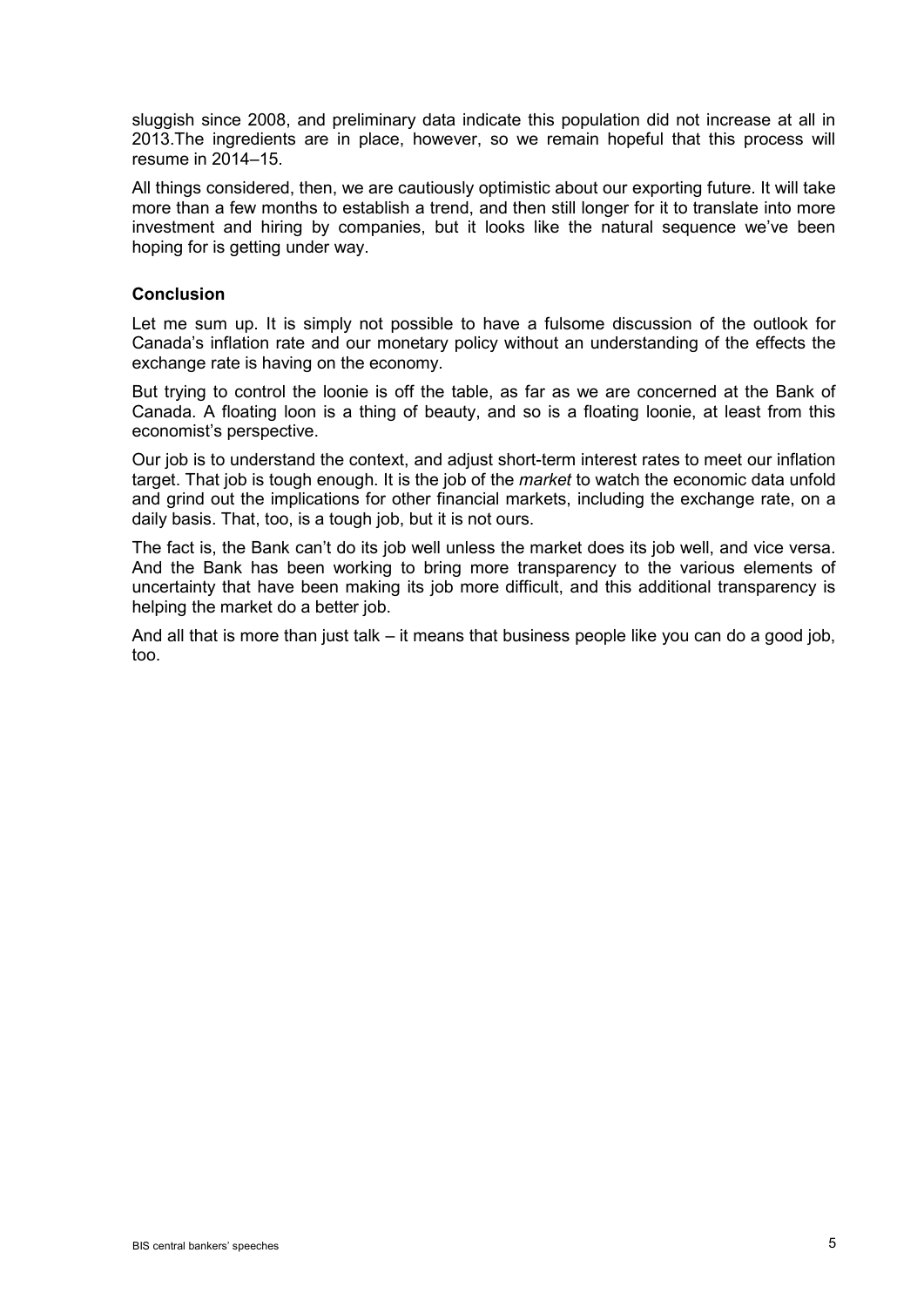sluggish since 2008, and preliminary data indicate this population did not increase at all in 2013.The ingredients are in place, however, so we remain hopeful that this process will resume in 2014–15.

All things considered, then, we are cautiously optimistic about our exporting future. It will take more than a few months to establish a trend, and then still longer for it to translate into more investment and hiring by companies, but it looks like the natural sequence we've been hoping for is getting under way.

### Conclusion

Let me sum up. It is simply not possible to have a fulsome discussion of the outlook for Canada's inflation rate and our monetary policy without an understanding of the effects the exchange rate is having on the economy.

But trying to control the loonie is off the table, as far as we are concerned at the Bank of Canada. A floating loon is a thing of beauty, and so is a floating loonie, at least from this economist's perspective.

Our job is to understand the context, and adjust short-term interest rates to meet our inflation target. That job is tough enough. It is the job of the *market* to watch the economic data unfold and grind out the implications for other financial markets, including the exchange rate, on a daily basis. That, too, is a tough job, but it is not ours.

The fact is, the Bank can't do its job well unless the market does its job well, and vice versa. And the Bank has been working to bring more transparency to the various elements of uncertainty that have been making its job more difficult, and this additional transparency is helping the market do a better job.

And all that is more than just talk – it means that business people like you can do a good job, too.